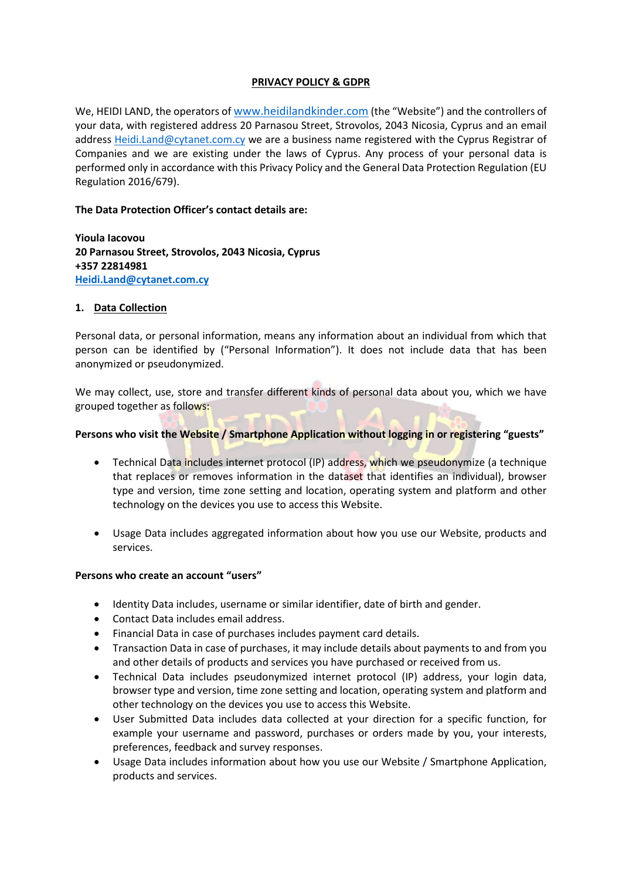# PRIVACY POLICY & GDPR

We, HEIDI LAND, the operators of www.heidilandkinder.com (the "Website") and the controllers of your data, with registered address 20 Parnasou Street, Strovolos, 2043 Nicosia, Cyprus and an email address Heidi.Land@cytanet.com.cy we are a business name registered with the Cyprus Registrar of Companies and we are existing under the laws of Cyprus. Any process of your personal data is performed only in accordance with this Privacy Policy and the General Data Protection Regulation (EU Regulation 2016/679).

**The Data Protection Officer's contact details are:**

**Yioula Iacovou**
**20 Parnasou Street, Strovolos, 2043 Nicosia, Cyprus**
**+357 22814981**
**Heidi.Land@cytanet.com.cy**

## 1. Data Collection

Personal data, or personal information, means any information about an individual from which that person can be identified by ("Personal Information"). It does not include data that has been anonymized or pseudonymized.

We may collect, use, store and transfer different kinds of personal data about you, which we have grouped together as follows:

**Persons who visit the Website / Smartphone Application without logging in or registering "guests"**

- Technical Data includes internet protocol (IP) address, which we pseudonymize (a technique that replaces or removes information in the dataset that identifies an individual), browser type and version, time zone setting and location, operating system and platform and other technology on the devices you use to access this Website.
- Usage Data includes aggregated information about how you use our Website, products and services.

**Persons who create an account "users"**

- Identity Data includes, username or similar identifier, date of birth and gender.
- Contact Data includes email address.
- Financial Data in case of purchases includes payment card details.
- Transaction Data in case of purchases, it may include details about payments to and from you and other details of products and services you have purchased or received from us.
- Technical Data includes pseudonymized internet protocol (IP) address, your login data, browser type and version, time zone setting and location, operating system and platform and other technology on the devices you use to access this Website.
- User Submitted Data includes data collected at your direction for a specific function, for example your username and password, purchases or orders made by you, your interests, preferences, feedback and survey responses.
- Usage Data includes information about how you use our Website / Smartphone Application, products and services.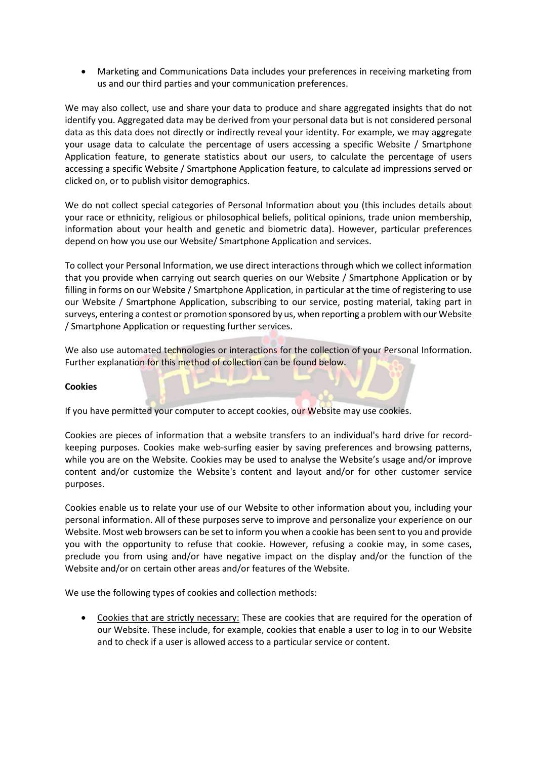- Marketing and Communications Data includes your preferences in receiving marketing from us and our third parties and your communication preferences.

We may also collect, use and share your data to produce and share aggregated insights that do not identify you. Aggregated data may be derived from your personal data but is not considered personal data as this data does not directly or indirectly reveal your identity. For example, we may aggregate your usage data to calculate the percentage of users accessing a specific Website / Smartphone Application feature, to generate statistics about our users, to calculate the percentage of users accessing a specific Website / Smartphone Application feature, to calculate ad impressions served or clicked on, or to publish visitor demographics.

We do not collect special categories of Personal Information about you (this includes details about your race or ethnicity, religious or philosophical beliefs, political opinions, trade union membership, information about your health and genetic and biometric data). However, particular preferences depend on how you use our Website/ Smartphone Application and services.

To collect your Personal Information, we use direct interactions through which we collect information that you provide when carrying out search queries on our Website / Smartphone Application or by filling in forms on our Website / Smartphone Application, in particular at the time of registering to use our Website / Smartphone Application, subscribing to our service, posting material, taking part in surveys, entering a contest or promotion sponsored by us, when reporting a problem with our Website / Smartphone Application or requesting further services.

We also use automated technologies or interactions for the collection of your Personal Information. Further explanation for this method of collection can be found below.

**Cookies**

If you have permitted your computer to accept cookies, our Website may use cookies.

Cookies are pieces of information that a website transfers to an individual's hard drive for record-keeping purposes. Cookies make web-surfing easier by saving preferences and browsing patterns, while you are on the Website. Cookies may be used to analyse the Website's usage and/or improve content and/or customize the Website's content and layout and/or for other customer service purposes.

Cookies enable us to relate your use of our Website to other information about you, including your personal information. All of these purposes serve to improve and personalize your experience on our Website. Most web browsers can be set to inform you when a cookie has been sent to you and provide you with the opportunity to refuse that cookie. However, refusing a cookie may, in some cases, preclude you from using and/or have negative impact on the display and/or the function of the Website and/or on certain other areas and/or features of the Website.

We use the following types of cookies and collection methods:

- Cookies that are strictly necessary: These are cookies that are required for the operation of our Website. These include, for example, cookies that enable a user to log in to our Website and to check if a user is allowed access to a particular service or content.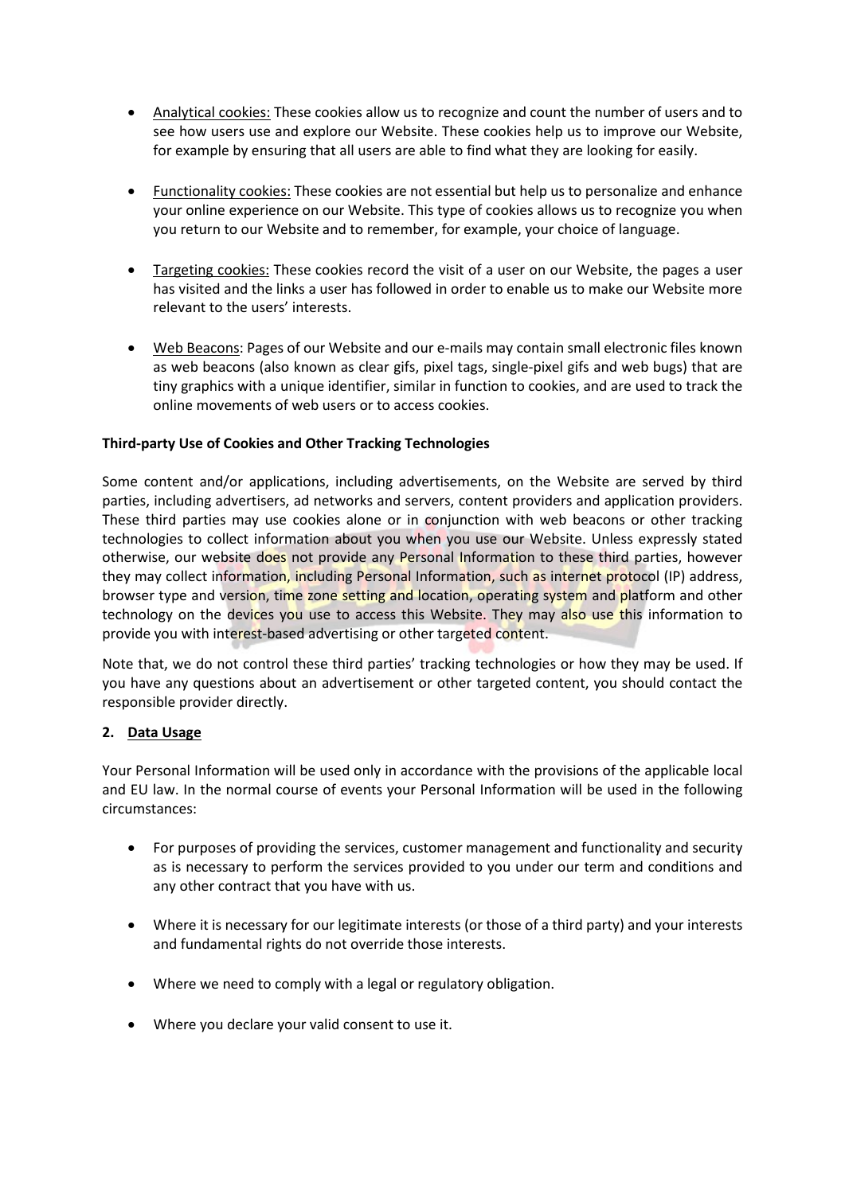- Analytical cookies: These cookies allow us to recognize and count the number of users and to see how users use and explore our Website. These cookies help us to improve our Website, for example by ensuring that all users are able to find what they are looking for easily.

- Functionality cookies: These cookies are not essential but help us to personalize and enhance your online experience on our Website. This type of cookies allows us to recognize you when you return to our Website and to remember, for example, your choice of language.

- Targeting cookies: These cookies record the visit of a user on our Website, the pages a user has visited and the links a user has followed in order to enable us to make our Website more relevant to the users' interests.

- Web Beacons: Pages of our Website and our e-mails may contain small electronic files known as web beacons (also known as clear gifs, pixel tags, single-pixel gifs and web bugs) that are tiny graphics with a unique identifier, similar in function to cookies, and are used to track the online movements of web users or to access cookies.

**Third-party Use of Cookies and Other Tracking Technologies**

Some content and/or applications, including advertisements, on the Website are served by third parties, including advertisers, ad networks and servers, content providers and application providers. These third parties may use cookies alone or in conjunction with web beacons or other tracking technologies to collect information about you when you use our Website. Unless expressly stated otherwise, our website does not provide any Personal Information to these third parties, however they may collect information, including Personal Information, such as internet protocol (IP) address, browser type and version, time zone setting and location, operating system and platform and other technology on the devices you use to access this Website. They may also use this information to provide you with interest-based advertising or other targeted content.

Note that, we do not control these third parties' tracking technologies or how they may be used. If you have any questions about an advertisement or other targeted content, you should contact the responsible provider directly.

## 2. Data Usage

Your Personal Information will be used only in accordance with the provisions of the applicable local and EU law. In the normal course of events your Personal Information will be used in the following circumstances:

- For purposes of providing the services, customer management and functionality and security as is necessary to perform the services provided to you under our term and conditions and any other contract that you have with us.

- Where it is necessary for our legitimate interests (or those of a third party) and your interests and fundamental rights do not override those interests.

- Where we need to comply with a legal or regulatory obligation.

- Where you declare your valid consent to use it.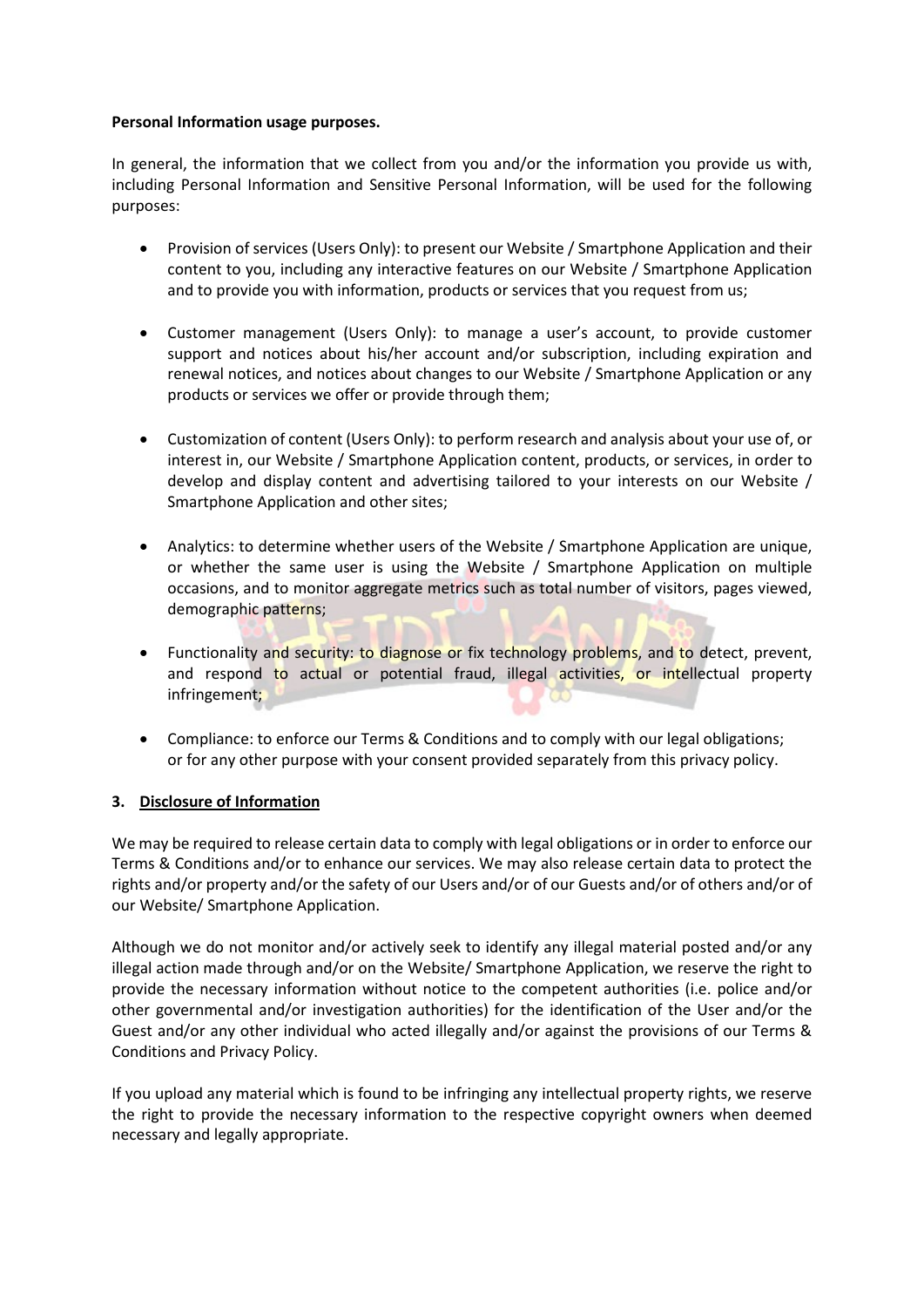**Personal Information usage purposes.**

In general, the information that we collect from you and/or the information you provide us with, including Personal Information and Sensitive Personal Information, will be used for the following purposes:

- Provision of services (Users Only): to present our Website / Smartphone Application and their content to you, including any interactive features on our Website / Smartphone Application and to provide you with information, products or services that you request from us;

- Customer management (Users Only): to manage a user's account, to provide customer support and notices about his/her account and/or subscription, including expiration and renewal notices, and notices about changes to our Website / Smartphone Application or any products or services we offer or provide through them;

- Customization of content (Users Only): to perform research and analysis about your use of, or interest in, our Website / Smartphone Application content, products, or services, in order to develop and display content and advertising tailored to your interests on our Website / Smartphone Application and other sites;

- Analytics: to determine whether users of the Website / Smartphone Application are unique, or whether the same user is using the Website / Smartphone Application on multiple occasions, and to monitor aggregate metrics such as total number of visitors, pages viewed, demographic patterns;

- Functionality and security: to diagnose or fix technology problems, and to detect, prevent, and respond to actual or potential fraud, illegal activities, or intellectual property infringement;

- Compliance: to enforce our Terms & Conditions and to comply with our legal obligations; or for any other purpose with your consent provided separately from this privacy policy.

## 3. Disclosure of Information

We may be required to release certain data to comply with legal obligations or in order to enforce our Terms & Conditions and/or to enhance our services. We may also release certain data to protect the rights and/or property and/or the safety of our Users and/or of our Guests and/or of others and/or of our Website/ Smartphone Application.

Although we do not monitor and/or actively seek to identify any illegal material posted and/or any illegal action made through and/or on the Website/ Smartphone Application, we reserve the right to provide the necessary information without notice to the competent authorities (i.e. police and/or other governmental and/or investigation authorities) for the identification of the User and/or the Guest and/or any other individual who acted illegally and/or against the provisions of our Terms & Conditions and Privacy Policy.

If you upload any material which is found to be infringing any intellectual property rights, we reserve the right to provide the necessary information to the respective copyright owners when deemed necessary and legally appropriate.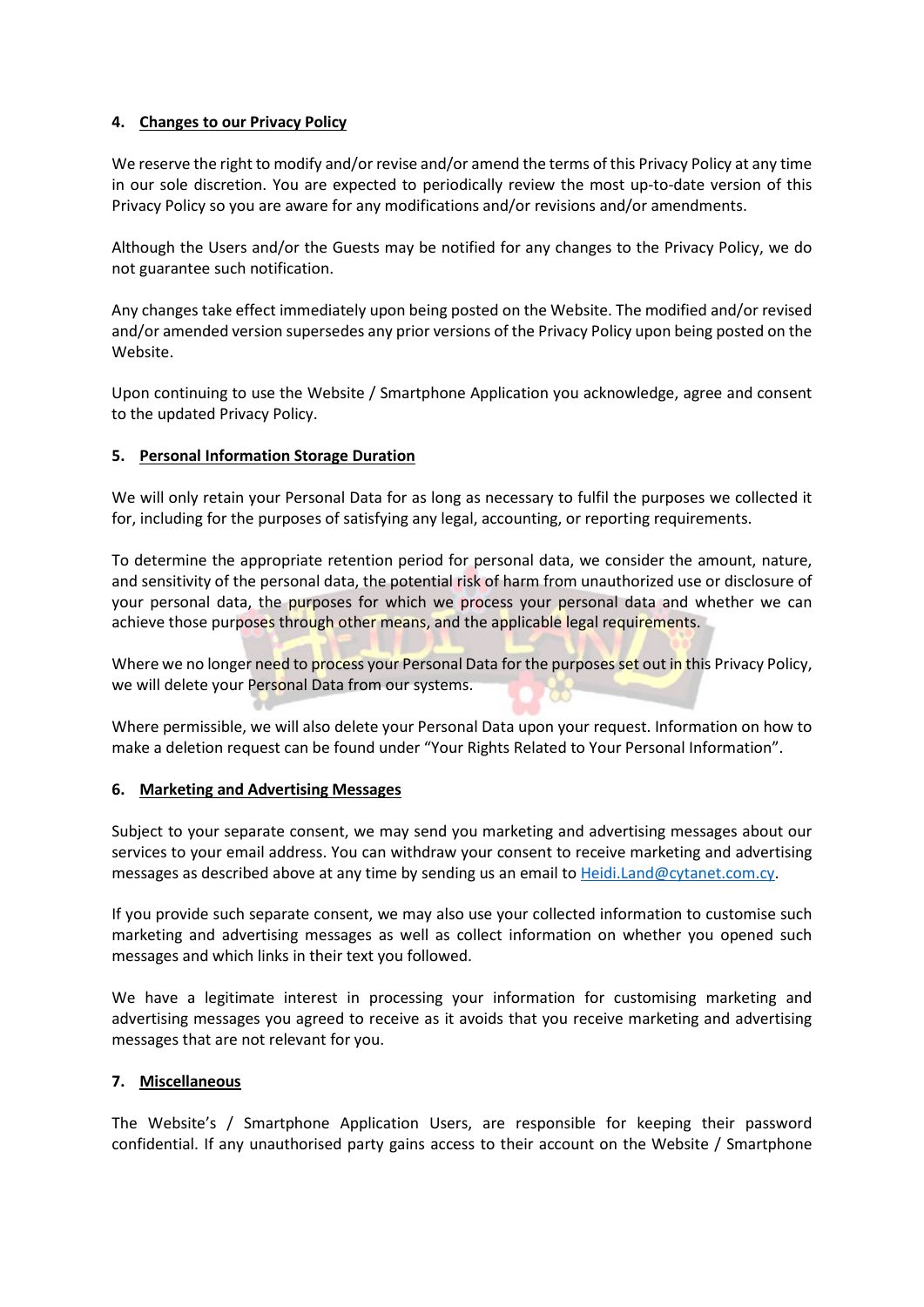## 4. Changes to our Privacy Policy

We reserve the right to modify and/or revise and/or amend the terms of this Privacy Policy at any time in our sole discretion. You are expected to periodically review the most up-to-date version of this Privacy Policy so you are aware for any modifications and/or revisions and/or amendments.

Although the Users and/or the Guests may be notified for any changes to the Privacy Policy, we do not guarantee such notification.

Any changes take effect immediately upon being posted on the Website. The modified and/or revised and/or amended version supersedes any prior versions of the Privacy Policy upon being posted on the Website.

Upon continuing to use the Website / Smartphone Application you acknowledge, agree and consent to the updated Privacy Policy.

## 5. Personal Information Storage Duration

We will only retain your Personal Data for as long as necessary to fulfil the purposes we collected it for, including for the purposes of satisfying any legal, accounting, or reporting requirements.

To determine the appropriate retention period for personal data, we consider the amount, nature, and sensitivity of the personal data, the potential risk of harm from unauthorized use or disclosure of your personal data, the purposes for which we process your personal data and whether we can achieve those purposes through other means, and the applicable legal requirements.

Where we no longer need to process your Personal Data for the purposes set out in this Privacy Policy, we will delete your Personal Data from our systems.

Where permissible, we will also delete your Personal Data upon your request. Information on how to make a deletion request can be found under "Your Rights Related to Your Personal Information".

## 6. Marketing and Advertising Messages

Subject to your separate consent, we may send you marketing and advertising messages about our services to your email address. You can withdraw your consent to receive marketing and advertising messages as described above at any time by sending us an email to Heidi.Land@cytanet.com.cy.

If you provide such separate consent, we may also use your collected information to customise such marketing and advertising messages as well as collect information on whether you opened such messages and which links in their text you followed.

We have a legitimate interest in processing your information for customising marketing and advertising messages you agreed to receive as it avoids that you receive marketing and advertising messages that are not relevant for you.

## 7. Miscellaneous

The Website's / Smartphone Application Users, are responsible for keeping their password confidential. If any unauthorised party gains access to their account on the Website / Smartphone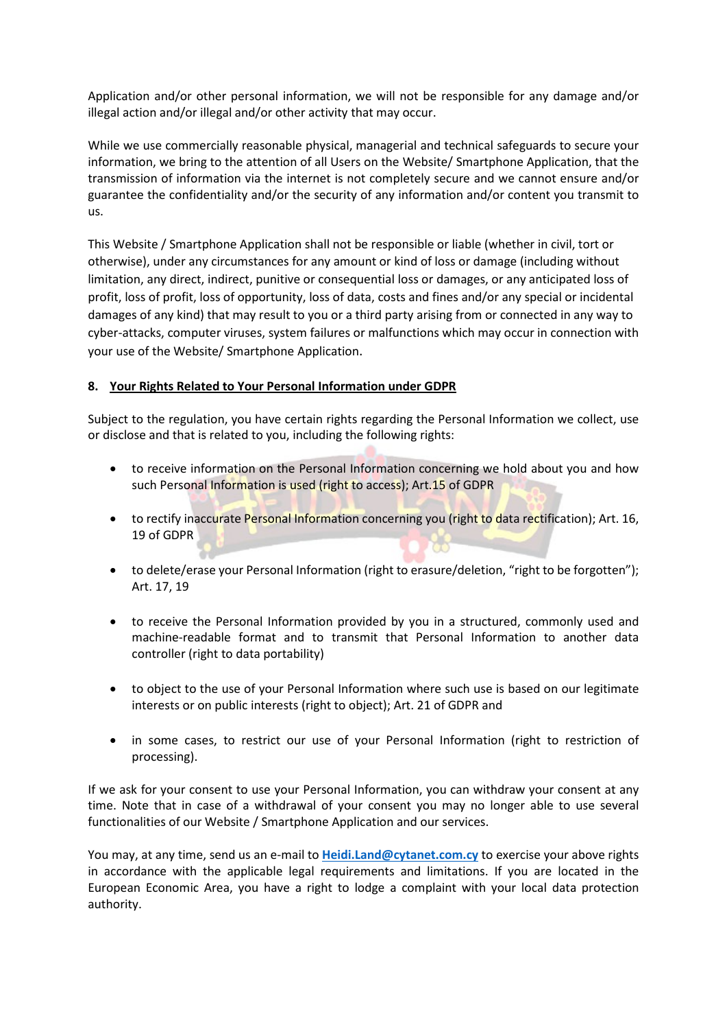Application and/or other personal information, we will not be responsible for any damage and/or illegal action and/or illegal and/or other activity that may occur.

While we use commercially reasonable physical, managerial and technical safeguards to secure your information, we bring to the attention of all Users on the Website/ Smartphone Application, that the transmission of information via the internet is not completely secure and we cannot ensure and/or guarantee the confidentiality and/or the security of any information and/or content you transmit to us.

This Website / Smartphone Application shall not be responsible or liable (whether in civil, tort or otherwise), under any circumstances for any amount or kind of loss or damage (including without limitation, any direct, indirect, punitive or consequential loss or damages, or any anticipated loss of profit, loss of profit, loss of opportunity, loss of data, costs and fines and/or any special or incidental damages of any kind) that may result to you or a third party arising from or connected in any way to cyber-attacks, computer viruses, system failures or malfunctions which may occur in connection with your use of the Website/ Smartphone Application.

## 8. Your Rights Related to Your Personal Information under GDPR

Subject to the regulation, you have certain rights regarding the Personal Information we collect, use or disclose and that is related to you, including the following rights:

- to receive information on the Personal Information concerning we hold about you and how such Personal Information is used (right to access); Art.15 of GDPR
- to rectify inaccurate Personal Information concerning you (right to data rectification); Art. 16, 19 of GDPR
- to delete/erase your Personal Information (right to erasure/deletion, "right to be forgotten"); Art. 17, 19
- to receive the Personal Information provided by you in a structured, commonly used and machine-readable format and to transmit that Personal Information to another data controller (right to data portability)
- to object to the use of your Personal Information where such use is based on our legitimate interests or on public interests (right to object); Art. 21 of GDPR and
- in some cases, to restrict our use of your Personal Information (right to restriction of processing).

If we ask for your consent to use your Personal Information, you can withdraw your consent at any time. Note that in case of a withdrawal of your consent you may no longer able to use several functionalities of our Website / Smartphone Application and our services.

You may, at any time, send us an e-mail to **Heidi.Land@cytanet.com.cy** to exercise your above rights in accordance with the applicable legal requirements and limitations. If you are located in the European Economic Area, you have a right to lodge a complaint with your local data protection authority.